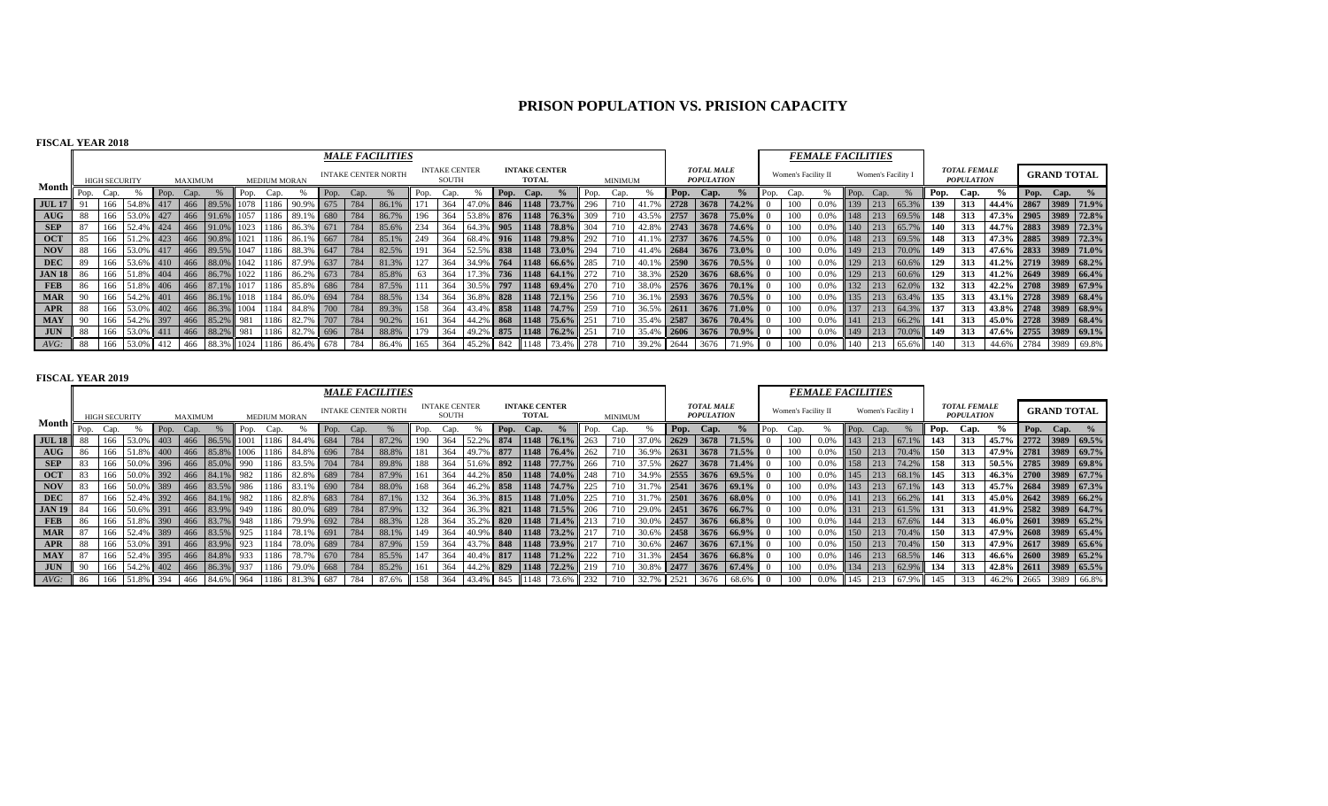# PRISON POPULATION VS. PRISION CAPACITY

**FISCAL YEAR 2018**

| Month | MALE FACILITIES | | | | | | | | | | | | | | | | | | | | | | | | FEMALE FACILITIES | | | | | | | | | GRAND TOTAL | | |
|---|---|---|---|---|---|---|---|---|---|---|---|---|---|---|---|---|---|---|---|---|---|---|---|---|---|---|---|---|---|---|---|---|---|---|---|---|
| | HIGH SECURITY | | | MAXIMUM | | | MEDIUM MORAN | | | INTAKE CENTER NORTH | | | INTAKE CENTER SOUTH | | | INTAKE CENTER TOTAL | | | MINIMUM | | | TOTAL MALE POPULATION | | | Women's Facility II | | | Women's Facility I | | | TOTAL FEMALE POPULATION | | | | | |
| | Pop. | Cap. | % | Pop. | Cap. | % | Pop. | Cap. | % | Pop. | Cap. | % | Pop. | Cap. | % | Pop. | Cap. | % | Pop. | Cap. | % | Pop. | Cap. | % | Pop. | Cap. | % | Pop. | Cap. | % | Pop. | Cap. | % | Pop. | Cap. | % |
| **JUL 17** | 91 | 166 | 54.8% | 417 | 466 | 89.5% | 1078 | 1186 | 90.9% | 675 | 784 | 86.1% | 171 | 364 | 47.0% | 846 | 1148 | 73.7% | 296 | 710 | 41.7% | 2728 | 3678 | 74.2% | 0 | 100 | 0.0% | 139 | 213 | 65.3% | 139 | 313 | 44.4% | 2867 | 3989 | 71.9% |
| **AUG** | 88 | 166 | 53.0% | 427 | 466 | 91.6% | 1057 | 1186 | 89.1% | 680 | 784 | 86.7% | 196 | 364 | 53.8% | 876 | 1148 | 76.3% | 309 | 710 | 43.5% | 2757 | 3678 | 75.0% | 0 | 100 | 0.0% | 148 | 213 | 69.5% | 148 | 313 | 47.3% | 2905 | 3989 | 72.8% |
| **SEP** | 87 | 166 | 52.4% | 424 | 466 | 91.0% | 1023 | 1186 | 86.3% | 671 | 784 | 85.6% | 234 | 364 | 64.3% | 905 | 1148 | 78.8% | 304 | 710 | 42.8% | 2743 | 3678 | 74.6% | 0 | 100 | 0.0% | 140 | 213 | 65.7% | 140 | 313 | 44.7% | 2883 | 3989 | 72.3% |
| **OCT** | 85 | 166 | 51.2% | 423 | 466 | 90.8% | 1021 | 1186 | 86.1% | 667 | 784 | 85.1% | 249 | 364 | 68.4% | 916 | 1148 | 79.8% | 292 | 710 | 41.1% | 2737 | 3676 | 74.5% | 0 | 100 | 0.0% | 148 | 213 | 69.5% | 148 | 313 | 47.3% | 2885 | 3989 | 72.3% |
| **NOV** | 88 | 166 | 53.0% | 417 | 466 | 89.5% | 1047 | 1186 | 88.3% | 647 | 784 | 82.5% | 191 | 364 | 52.5% | 838 | 1148 | 73.0% | 294 | 710 | 41.4% | 2684 | 3676 | 73.0% | 0 | 100 | 0.0% | 149 | 213 | 70.0% | 149 | 313 | 47.6% | 2833 | 3989 | 71.0% |
| **DEC** | 89 | 166 | 53.6% | 410 | 466 | 88.0% | 1042 | 1186 | 87.9% | 637 | 784 | 81.3% | 127 | 364 | 34.9% | 764 | 1148 | 66.6% | 285 | 710 | 40.1% | 2590 | 3676 | 70.5% | 0 | 100 | 0.0% | 129 | 213 | 60.6% | 129 | 313 | 41.2% | 2719 | 3989 | 68.2% |
| **JAN 18** | 86 | 166 | 51.8% | 404 | 466 | 86.7% | 1022 | 1186 | 86.2% | 673 | 784 | 85.8% | 63 | 364 | 17.3% | 736 | 1148 | 64.1% | 272 | 710 | 38.3% | 2520 | 3676 | 68.6% | 0 | 100 | 0.0% | 129 | 213 | 60.6% | 129 | 313 | 41.2% | 2649 | 3989 | 66.4% |
| **FEB** | 86 | 166 | 51.8% | 406 | 466 | 87.1% | 1017 | 1186 | 85.8% | 686 | 784 | 87.5% | 111 | 364 | 30.5% | 797 | 1148 | 69.4% | 270 | 710 | 38.0% | 2576 | 3676 | 70.1% | 0 | 100 | 0.0% | 132 | 213 | 62.0% | 132 | 313 | 42.2% | 2708 | 3989 | 67.9% |
| **MAR** | 90 | 166 | 54.2% | 401 | 466 | 86.1% | 1018 | 1184 | 86.0% | 694 | 784 | 88.5% | 134 | 364 | 36.8% | 828 | 1148 | 72.1% | 256 | 710 | 36.1% | 2593 | 3676 | 70.5% | 0 | 100 | 0.0% | 135 | 213 | 63.4% | 135 | 313 | 43.1% | 2728 | 3989 | 68.4% |
| **APR** | 88 | 166 | 53.0% | 402 | 466 | 86.3% | 1004 | 1184 | 84.8% | 700 | 784 | 89.3% | 158 | 364 | 43.4% | 858 | 1148 | 74.7% | 259 | 710 | 36.5% | 2611 | 3676 | 71.0% | 0 | 100 | 0.0% | 137 | 213 | 64.3% | 137 | 313 | 43.8% | 2748 | 3989 | 68.9% |
| **MAY** | 90 | 166 | 54.2% | 397 | 466 | 85.2% | 981 | 1186 | 82.7% | 707 | 784 | 90.2% | 161 | 364 | 44.2% | 868 | 1148 | 75.6% | 251 | 710 | 35.4% | 2587 | 3676 | 70.4% | 0 | 100 | 0.0% | 141 | 213 | 66.2% | 141 | 313 | 45.0% | 2728 | 3989 | 68.4% |
| **JUN** | 88 | 166 | 53.0% | 411 | 466 | 88.2% | 981 | 1186 | 82.7% | 696 | 784 | 88.8% | 179 | 364 | 49.2% | 875 | 1148 | 76.2% | 251 | 710 | 35.4% | 2606 | 3676 | 70.9% | 0 | 100 | 0.0% | 149 | 213 | 70.0% | 149 | 313 | 47.6% | 2755 | 3989 | 69.1% |
| *AVG:* | 88 | 166 | 53.0% | 412 | 466 | 88.3% | 1024 | 1186 | 86.4% | 678 | 784 | 86.4% | 165 | 364 | 45.2% | 842 | 1148 | 73.4% | 278 | 710 | 39.2% | 2644 | 3676 | 71.9% | 0 | 100 | 0.0% | 140 | 213 | 65.6% | 140 | 313 | 44.6% | 2784 | 3989 | 69.8% |

**FISCAL YEAR 2019**

| Month | MALE FACILITIES | | | | | | | | | | | | | | | | | | | | | | | | FEMALE FACILITIES | | | | | | | | | GRAND TOTAL | | |
|---|---|---|---|---|---|---|---|---|---|---|---|---|---|---|---|---|---|---|---|---|---|---|---|---|---|---|---|---|---|---|---|---|---|---|---|---|
| | HIGH SECURITY | | | MAXIMUM | | | MEDIUM MORAN | | | INTAKE CENTER NORTH | | | INTAKE CENTER SOUTH | | | INTAKE CENTER TOTAL | | | MINIMUM | | | TOTAL MALE POPULATION | | | Women's Facility II | | | Women's Facility I | | | TOTAL FEMALE POPULATION | | | | | |
| | Pop. | Cap. | % | Pop. | Cap. | % | Pop. | Cap. | % | Pop. | Cap. | % | Pop. | Cap. | % | Pop. | Cap. | % | Pop. | Cap. | % | Pop. | Cap. | % | Pop. | Cap. | % | Pop. | Cap. | % | Pop. | Cap. | % | Pop. | Cap. | % |
| **JUL 18** | 88 | 166 | 53.0% | 403 | 466 | 86.5% | 1001 | 1186 | 84.4% | 684 | 784 | 87.2% | 190 | 364 | 52.2% | 874 | 1148 | 76.1% | 263 | 710 | 37.0% | 2629 | 3678 | 71.5% | 0 | 100 | 0.0% | 143 | 213 | 67.1% | 143 | 313 | 45.7% | 2772 | 3989 | 69.5% |
| **AUG** | 86 | 166 | 51.8% | 400 | 466 | 85.8% | 1006 | 1186 | 84.8% | 696 | 784 | 88.8% | 181 | 364 | 49.7% | 877 | 1148 | 76.4% | 262 | 710 | 36.9% | 2631 | 3678 | 71.5% | 0 | 100 | 0.0% | 150 | 213 | 70.4% | 150 | 313 | 47.9% | 2781 | 3989 | 69.7% |
| **SEP** | 83 | 166 | 50.0% | 396 | 466 | 85.0% | 990 | 1186 | 83.5% | 704 | 784 | 89.8% | 188 | 364 | 51.6% | 892 | 1148 | 77.7% | 266 | 710 | 37.5% | 2627 | 3678 | 71.4% | 0 | 100 | 0.0% | 158 | 213 | 74.2% | 158 | 313 | 50.5% | 2785 | 3989 | 69.8% |
| **OCT** | 83 | 166 | 50.0% | 392 | 466 | 84.1% | 982 | 1186 | 82.8% | 689 | 784 | 87.9% | 161 | 364 | 44.2% | 850 | 1148 | 74.0% | 248 | 710 | 34.9% | 2555 | 3676 | 69.5% | 0 | 100 | 0.0% | 145 | 213 | 68.1% | 145 | 313 | 46.3% | 2700 | 3989 | 67.7% |
| **NOV** | 83 | 166 | 50.0% | 389 | 466 | 83.5% | 986 | 1186 | 83.1% | 690 | 784 | 88.0% | 168 | 364 | 46.2% | 858 | 1148 | 74.7% | 225 | 710 | 31.7% | 2541 | 3676 | 69.1% | 0 | 100 | 0.0% | 143 | 213 | 67.1% | 143 | 313 | 45.7% | 2684 | 3989 | 67.3% |
| **DEC** | 87 | 166 | 52.4% | 392 | 466 | 84.1% | 982 | 1186 | 82.8% | 683 | 784 | 87.1% | 132 | 364 | 36.3% | 815 | 1148 | 71.0% | 225 | 710 | 31.7% | 2501 | 3676 | 68.0% | 0 | 100 | 0.0% | 141 | 213 | 66.2% | 141 | 313 | 45.0% | 2642 | 3989 | 66.2% |
| **JAN 19** | 84 | 166 | 50.6% | 391 | 466 | 83.9% | 949 | 1186 | 80.0% | 689 | 784 | 87.9% | 132 | 364 | 36.3% | 821 | 1148 | 71.5% | 206 | 710 | 29.0% | 2451 | 3676 | 66.7% | 0 | 100 | 0.0% | 131 | 213 | 61.5% | 131 | 313 | 41.9% | 2582 | 3989 | 64.7% |
| **FEB** | 86 | 166 | 51.8% | 390 | 466 | 83.7% | 948 | 1186 | 79.9% | 692 | 784 | 88.3% | 128 | 364 | 35.2% | 820 | 1148 | 71.4% | 213 | 710 | 30.0% | 2457 | 3676 | 66.8% | 0 | 100 | 0.0% | 144 | 213 | 67.6% | 144 | 313 | 46.0% | 2601 | 3989 | 65.2% |
| **MAR** | 87 | 166 | 52.4% | 389 | 466 | 83.5% | 925 | 1184 | 78.1% | 691 | 784 | 88.1% | 149 | 364 | 40.9% | 840 | 1148 | 73.2% | 217 | 710 | 30.6% | 2458 | 3676 | 66.9% | 0 | 100 | 0.0% | 150 | 213 | 70.4% | 150 | 313 | 47.9% | 2608 | 3989 | 65.4% |
| **APR** | 88 | 166 | 53.0% | 391 | 466 | 83.9% | 923 | 1184 | 78.0% | 689 | 784 | 87.9% | 159 | 364 | 43.7% | 848 | 1148 | 73.9% | 217 | 710 | 30.6% | 2467 | 3676 | 67.1% | 0 | 100 | 0.0% | 150 | 213 | 70.4% | 150 | 313 | 47.9% | 2617 | 3989 | 65.6% |
| **MAY** | 87 | 166 | 52.4% | 395 | 466 | 84.8% | 933 | 1186 | 78.7% | 670 | 784 | 85.5% | 147 | 364 | 40.4% | 817 | 1148 | 71.2% | 222 | 710 | 31.3% | 2454 | 3676 | 66.8% | 0 | 100 | 0.0% | 146 | 213 | 68.5% | 146 | 313 | 46.6% | 2600 | 3989 | 65.2% |
| **JUN** | 90 | 166 | 54.2% | 402 | 466 | 86.3% | 937 | 1186 | 79.0% | 668 | 784 | 85.2% | 161 | 364 | 44.2% | 829 | 1148 | 72.2% | 219 | 710 | 30.8% | 2477 | 3676 | 67.4% | 0 | 100 | 0.0% | 134 | 213 | 62.9% | 134 | 313 | 42.8% | 2611 | 3989 | 65.5% |
| *AVG:* | 86 | 166 | 51.8% | 394 | 466 | 84.6% | 964 | 1186 | 81.3% | 687 | 784 | 87.6% | 158 | 364 | 43.4% | 845 | 1148 | 73.6% | 232 | 710 | 32.7% | 2521 | 3676 | 68.6% | 0 | 100 | 0.0% | 145 | 213 | 67.9% | 145 | 313 | 46.2% | 2665 | 3989 | 66.8% |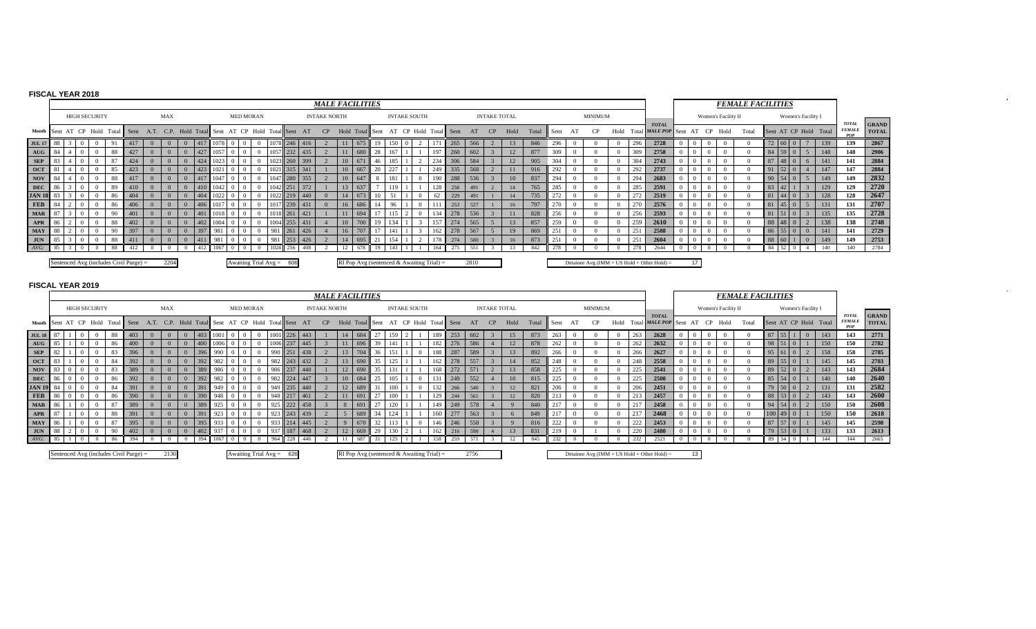## FISCAL YEAR 2018

| | *MALE FACILITIES* | | | | | | | | | | | | | | | | | | | | | | | | | | | | | | | | | | | | *FEMALE FACILITIES* | | | | | | | | | | | |
|---|---|---|---|---|---|---|---|---|---|---|---|---|---|---|---|---|---|---|---|---|---|---|---|---|---|---|---|---|---|---|---|---|---|---|---|---|---|---|---|---|---|---|---|---|---|---|---|---|
| | HIGH SECURITY | | | | | MAX | | | | | MED MORAN | | | | | INTAKE NORTH | | | | | INTAKE SOUTH | | | | | INTAKE TOTAL | | | | | MINIMUM | | | | | | Women's Facility II | | | | | Women's Facility I | | | | | | |
| Month | Sent | AT | CP | Hold | Total | Sent | A.T. | C.P. | Hold | Total | Sent | AT | CP | Hold | Total | Sent | AT | CP | Hold | Total | Sent | AT | CP | Hold | Total | Sent | AT | CP | Hold | Total | Sent | AT | CP | Hold | Total | TOTAL MALE POP | Sent | AT | CP | Hold | Total | Sent | AT | CP | Hold | Total | TOTAL FEMALE POP | GRAND TOTAL |
| JUL 17 | 88 | 3 | 0 | 0 | 91 | 417 | 0 | 0 | 0 | 417 | 1078 | 0 | 0 | 0 | 1078 | 246 | 416 | 2 | 11 | 675 | 19 | 150 | 0 | 2 | 171 | 265 | 566 | 2 | 13 | 846 | 296 | 0 | 0 | 0 | 296 | 2728 | 0 | 0 | 0 | 0 | 0 | 72 | 60 | 0 | 7 | 139 | 139 | 2867 |
| AUG | 84 | 4 | 0 | 0 | 88 | 427 | 0 | 0 | 0 | 427 | 1057 | 0 | 0 | 0 | 1057 | 232 | 435 | 2 | 11 | 680 | 28 | 167 | 1 | 1 | 197 | 260 | 602 | 3 | 12 | 877 | 309 | 0 | 0 | 0 | 309 | 2758 | 0 | 0 | 0 | 0 | 0 | 84 | 59 | 0 | 5 | 148 | 148 | 2906 |
| SEP | 83 | 4 | 0 | 0 | 87 | 424 | 0 | 0 | 0 | 424 | 1023 | 0 | 0 | 0 | 1023 | 260 | 399 | 2 | 10 | 671 | 46 | 185 | 1 | 2 | 234 | 306 | 584 | 3 | 12 | 905 | 304 | 0 | 0 | 0 | 304 | 2743 | 0 | 0 | 0 | 0 | 0 | 87 | 48 | 0 | 6 | 141 | 141 | 2884 |
| OCT | 81 | 4 | 0 | 0 | 85 | 423 | 0 | 0 | 0 | 423 | 1021 | 0 | 0 | 0 | 1021 | 315 | 341 | 1 | 10 | 667 | 20 | 227 | 1 | 1 | 249 | 335 | 568 | 2 | 11 | 916 | 292 | 0 | 0 | 0 | 292 | 2737 | 0 | 0 | 0 | 0 | 0 | 91 | 52 | 0 | 4 | 147 | 147 | 2884 |
| NOV | 84 | 4 | 0 | 0 | 88 | 417 | 0 | 0 | 0 | 417 | 1047 | 0 | 0 | 0 | 1047 | 280 | 355 | 2 | 10 | 647 | 8 | 181 | 1 | 0 | 190 | 288 | 536 | 3 | 10 | 837 | 294 | 0 | 0 | 0 | 294 | 2683 | 0 | 0 | 0 | 0 | 0 | 90 | 54 | 0 | 5 | 149 | 149 | 2832 |
| DEC | 86 | 3 | 0 | 0 | 89 | 410 | 0 | 0 | 0 | 410 | 1042 | 0 | 0 | 0 | 1042 | 251 | 372 | 1 | 13 | 637 | 7 | 119 | 1 | 1 | 128 | 258 | 491 | 2 | 14 | 765 | 285 | 0 | 0 | 0 | 285 | 2591 | 0 | 0 | 0 | 0 | 0 | 83 | 42 | 1 | 3 | 129 | 129 | 2720 |
| JAN 18 | 83 | 3 | 0 | 0 | 86 | 404 | 0 | 0 | 0 | 404 | 1022 | 0 | 0 | 0 | 1022 | 219 | 440 | 0 | 14 | 673 | 10 | 51 | 1 | 0 | 62 | 229 | 491 | 1 | 14 | 735 | 272 | 0 | 0 | 0 | 272 | 2519 | 0 | 0 | 0 | 0 | 0 | 81 | 44 | 0 | 3 | 128 | 128 | 2647 |
| FEB | 84 | 2 | 0 | 0 | 86 | 406 | 0 | 0 | 0 | 406 | 1017 | 0 | 0 | 0 | 1017 | 239 | 431 | 0 | 16 | 686 | 14 | 96 | 1 | 0 | 111 | 253 | 527 | 1 | 16 | 797 | 270 | 0 | 0 | 0 | 270 | 2576 | 0 | 0 | 0 | 0 | 0 | 81 | 45 | 0 | 5 | 131 | 131 | 2707 |
| MAR | 87 | 3 | 0 | 0 | 90 | 401 | 0 | 0 | 0 | 401 | 1018 | 0 | 0 | 0 | 1018 | 261 | 421 | 1 | 11 | 694 | 17 | 115 | 2 | 0 | 134 | 278 | 536 | 3 | 11 | 828 | 256 | 0 | 0 | 0 | 256 | 2593 | 0 | 0 | 0 | 0 | 0 | 81 | 51 | 0 | 3 | 135 | 135 | 2728 |
| APR | 86 | 2 | 0 | 0 | 88 | 402 | 0 | 0 | 0 | 402 | 1004 | 0 | 0 | 0 | 1004 | 255 | 431 | 0 | 10 | 700 | 19 | 134 | 1 | 3 | 157 | 274 | 565 | 1 | 13 | 857 | 259 | 0 | 0 | 0 | 259 | 2610 | 0 | 0 | 0 | 0 | 0 | 88 | 48 | 0 | 2 | 138 | 138 | 2748 |
| MAY | 88 | 2 | 0 | 0 | 90 | 397 | 0 | 0 | 0 | 397 | 981 | 0 | 0 | 0 | 981 | 261 | 426 | 4 | 16 | 707 | 17 | 141 | 1 | 3 | 162 | 278 | 567 | 5 | 19 | 869 | 251 | 0 | 0 | 0 | 251 | 2588 | 0 | 0 | 0 | 0 | 0 | 86 | 55 | 0 | 0 | 141 | 141 | 2729 |
| JUN | 85 | 3 | 0 | 0 | 88 | 411 | 0 | 0 | 0 | 411 | 981 | 0 | 0 | 0 | 981 | 253 | 426 | 2 | 14 | 695 | 21 | 154 | 1 | 2 | 178 | 274 | 580 | 3 | 16 | 873 | 251 | 0 | 0 | 0 | 251 | 2604 | 0 | 0 | 0 | 0 | 0 | 88 | 60 | 1 | 0 | 149 | 149 | 2753 |
| *AVG:* | 85 | 3 | 0 | 0 | 88 | 412 | 0 | 0 | 0 | 412 | 1067 | 0 | 0 | 0 | 1024 | 256 | 408 | 2 | 12 | 678 | 19 | 143 | 1 | 1 | 164 | 275 | 551 | 3 | 13 | 842 | 278 | 0 | 0 | 0 | 278 | 2644 | 0 | 0 | 0 | 0 | 0 | 84 | 52 | 0 | 4 | 140 | 140 | 2784 |

Sentenced Avg (includes Civil Purge) = 2204

Awaiting Trial Avg = 608

RI Pop Avg (sentenced & Awaiting Trial) = 2810

Detainee Avg (IMM + US Hold + Other Hold) = 17

## FISCAL YEAR 2019

| | *MALE FACILITIES* | | | | | | | | | | | | | | | | | | | | | | | | | | | | | | | | | | | | *FEMALE FACILITIES* | | | | | | | | | | | |
|---|---|---|---|---|---|---|---|---|---|---|---|---|---|---|---|---|---|---|---|---|---|---|---|---|---|---|---|---|---|---|---|---|---|---|---|---|---|---|---|---|---|---|---|---|---|---|---|---|
| | HIGH SECURITY | | | | | MAX | | | | | MED MORAN | | | | | INTAKE NORTH | | | | | INTAKE SOUTH | | | | | INTAKE TOTAL | | | | | MINIMUM | | | | | | Women's Facility II | | | | | Women's Facility I | | | | | | |
| Month | Sent | AT | CP | Hold | Total | Sent | A.T. | C.P. | Hold | Total | Sent | AT | CP | Hold | Total | Sent | AT | CP | Hold | Total | Sent | AT | CP | Hold | Total | Sent | AT | CP | Hold | Total | Sent | AT | CP | Hold | Total | TOTAL MALE POP | Sent | AT | CP | Hold | Total | Sent | AT | CP | Hold | Total | TOTAL FEMALE POP | GRAND TOTAL |
| JUL 18 | 87 | 1 | 0 | 0 | 88 | 403 | 0 | 0 | 0 | 403 | 1001 | 0 | 0 | 0 | 1001 | 226 | 443 | 1 | 14 | 684 | 27 | 159 | 2 | 1 | 189 | 253 | 602 | 3 | 15 | 873 | 263 | 0 | 0 | 0 | 263 | 2628 | 0 | 0 | 0 | 0 | 0 | 87 | 55 | 1 | 0 | 143 | 143 | 2771 |
| AUG | 85 | 1 | 0 | 0 | 86 | 400 | 0 | 0 | 0 | 400 | 1006 | 0 | 0 | 0 | 1006 | 237 | 445 | 3 | 11 | 696 | 39 | 141 | 1 | 1 | 182 | 276 | 586 | 4 | 12 | 878 | 262 | 0 | 0 | 0 | 262 | 2632 | 0 | 0 | 0 | 0 | 0 | 98 | 51 | 0 | 1 | 150 | 150 | 2782 |
| SEP | 82 | 1 | 0 | 0 | 83 | 396 | 0 | 0 | 0 | 396 | 990 | 0 | 0 | 0 | 990 | 251 | 438 | 2 | 13 | 704 | 36 | 151 | 1 | 0 | 188 | 287 | 589 | 3 | 13 | 892 | 266 | 0 | 0 | 0 | 266 | 2627 | 0 | 0 | 0 | 0 | 0 | 95 | 61 | 0 | 2 | 158 | 158 | 2785 |
| OCT | 83 | 1 | 0 | 0 | 84 | 392 | 0 | 0 | 0 | 392 | 982 | 0 | 0 | 0 | 982 | 243 | 432 | 2 | 13 | 690 | 35 | 125 | 1 | 1 | 162 | 278 | 557 | 3 | 14 | 852 | 248 | 0 | 0 | 0 | 248 | 2558 | 0 | 0 | 0 | 0 | 0 | 89 | 55 | 0 | 1 | 145 | 145 | 2703 |
| NOV | 83 | 0 | 0 | 0 | 83 | 389 | 0 | 0 | 0 | 389 | 986 | 0 | 0 | 0 | 986 | 237 | 440 | 1 | 12 | 690 | 35 | 131 | 1 | 1 | 168 | 272 | 571 | 2 | 13 | 858 | 225 | 0 | 0 | 0 | 225 | 2541 | 0 | 0 | 0 | 0 | 0 | 89 | 52 | 0 | 2 | 143 | 143 | 2684 |
| DEC | 86 | 0 | 0 | 0 | 86 | 392 | 0 | 0 | 0 | 392 | 982 | 0 | 0 | 0 | 982 | 224 | 447 | 3 | 10 | 684 | 25 | 105 | 1 | 0 | 131 | 249 | 552 | 4 | 10 | 815 | 225 | 0 | 0 | 0 | 225 | 2500 | 0 | 0 | 0 | 0 | 0 | 85 | 54 | 0 | 1 | 140 | 140 | 2640 |
| JAN 19 | 84 | 0 | 0 | 0 | 84 | 391 | 0 | 0 | 0 | 391 | 949 | 0 | 0 | 0 | 949 | 235 | 440 | 2 | 12 | 689 | 31 | 100 | 1 | 0 | 132 | 266 | 540 | 3 | 12 | 821 | 206 | 0 | 0 | 0 | 206 | 2451 | 0 | 0 | 0 | 0 | 0 | 79 | 50 | 0 | 2 | 131 | 131 | 2582 |
| FEB | 86 | 0 | 0 | 0 | 86 | 390 | 0 | 0 | 0 | 390 | 948 | 0 | 0 | 0 | 948 | 217 | 461 | 2 | 11 | 691 | 27 | 100 | 1 | 1 | 129 | 244 | 561 | 3 | 12 | 820 | 213 | 0 | 0 | 0 | 213 | 2457 | 0 | 0 | 0 | 0 | 0 | 88 | 53 | 0 | 2 | 143 | 143 | 2600 |
| MAR | 86 | 1 | 0 | 0 | 87 | 389 | 0 | 0 | 0 | 389 | 925 | 0 | 0 | 0 | 925 | 222 | 458 | 3 | 8 | 691 | 27 | 120 | 1 | 1 | 149 | 249 | 578 | 4 | 9 | 840 | 217 | 0 | 0 | 0 | 217 | 2458 | 0 | 0 | 0 | 0 | 0 | 94 | 54 | 0 | 2 | 150 | 150 | 2608 |
| APR | 87 | 1 | 0 | 0 | 88 | 391 | 0 | 0 | 0 | 391 | 923 | 0 | 0 | 0 | 923 | 243 | 439 | 2 | 5 | 689 | 34 | 124 | 1 | 1 | 160 | 277 | 563 | 3 | 6 | 849 | 217 | 0 | 0 | 0 | 217 | 2468 | 0 | 0 | 0 | 0 | 0 | 100 | 49 | 0 | 1 | 150 | 150 | 2618 |
| MAY | 86 | 1 | 0 | 0 | 87 | 395 | 0 | 0 | 0 | 395 | 933 | 0 | 0 | 0 | 933 | 214 | 445 | 2 | 9 | 670 | 32 | 113 | 1 | 0 | 146 | 246 | 558 | 3 | 9 | 816 | 222 | 0 | 0 | 0 | 222 | 2453 | 0 | 0 | 0 | 0 | 0 | 87 | 57 | 0 | 1 | 145 | 145 | 2598 |
| JUN | 88 | 2 | 0 | 0 | 90 | 402 | 0 | 0 | 0 | 402 | 937 | 0 | 0 | 0 | 937 | 187 | 468 | 2 | 12 | 669 | 29 | 130 | 2 | 1 | 162 | 216 | 598 | 4 | 13 | 831 | 219 | 0 | 1 | 0 | 220 | 2480 | 0 | 0 | 0 | 0 | 0 | 79 | 53 | 0 | 1 | 133 | 133 | 2613 |
| *AVG:* | 85 | 1 | 0 | 0 | 86 | 394 | 0 | 0 | 0 | 394 | 1067 | 0 | 0 | 0 | 964 | 228 | 446 | 2 | 11 | 687 | 31 | 125 | 1 | 1 | 158 | 259 | 571 | 3 | 12 | 845 | 232 | 0 | 0 | 0 | 232 | 2521 | 0 | 0 | 0 | 0 | 0 | 89 | 54 | 0 | 1 | 144 | 144 | 2665 |

Sentenced Avg (includes Civil Purge) = 2130

Awaiting Trial Avg = 626

RI Pop Avg (sentenced & Awaiting Trial) = 2756

Detainee Avg (IMM + US Hold + Other Hold) = 13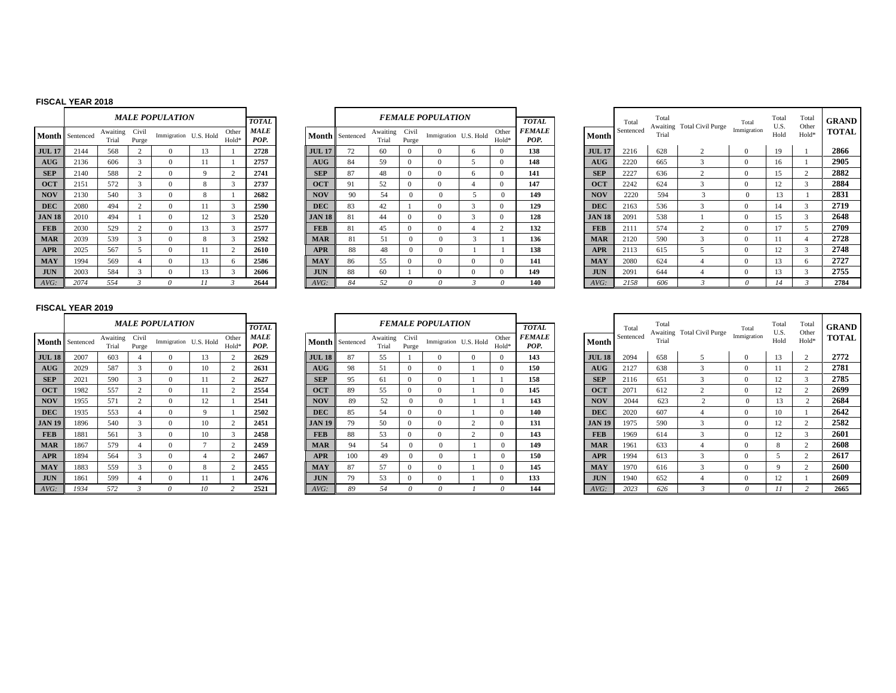## FISCAL YEAR 2018

| Month | *MALE POPULATION* Sentenced | Awaiting Trial | Civil Purge | Immigration | U.S. Hold | Other Hold* | *TOTAL MALE POP.* |
|---|---|---|---|---|---|---|---|
| **JUL 17** | 2144 | 568 | 2 | 0 | 13 | 1 | **2728** |
| **AUG** | 2136 | 606 | 3 | 0 | 11 | 1 | **2757** |
| **SEP** | 2140 | 588 | 2 | 0 | 9 | 2 | **2741** |
| **OCT** | 2151 | 572 | 3 | 0 | 8 | 3 | **2737** |
| **NOV** | 2130 | 540 | 3 | 0 | 8 | 1 | **2682** |
| **DEC** | 2080 | 494 | 2 | 0 | 11 | 3 | **2590** |
| **JAN 18** | 2010 | 494 | 1 | 0 | 12 | 3 | **2520** |
| **FEB** | 2030 | 529 | 2 | 0 | 13 | 3 | **2577** |
| **MAR** | 2039 | 539 | 3 | 0 | 8 | 3 | **2592** |
| **APR** | 2025 | 567 | 5 | 0 | 11 | 2 | **2610** |
| **MAY** | 1994 | 569 | 4 | 0 | 13 | 6 | **2586** |
| **JUN** | 2003 | 584 | 3 | 0 | 13 | 3 | **2606** |
| *AVG:* | *2074* | *554* | *3* | *0* | *11* | *3* | **2644** |

| Month | *FEMALE POPULATION* Sentenced | Awaiting Trial | Civil Purge | Immigration | U.S. Hold | Other Hold* | *TOTAL FEMALE POP.* |
|---|---|---|---|---|---|---|---|
| **JUL 17** | 72 | 60 | 0 | 0 | 6 | 0 | **138** |
| **AUG** | 84 | 59 | 0 | 0 | 5 | 0 | **148** |
| **SEP** | 87 | 48 | 0 | 0 | 6 | 0 | **141** |
| **OCT** | 91 | 52 | 0 | 0 | 4 | 0 | **147** |
| **NOV** | 90 | 54 | 0 | 0 | 5 | 0 | **149** |
| **DEC** | 83 | 42 | 1 | 0 | 3 | 0 | **129** |
| **JAN 18** | 81 | 44 | 0 | 0 | 3 | 0 | **128** |
| **FEB** | 81 | 45 | 0 | 0 | 4 | 2 | **132** |
| **MAR** | 81 | 51 | 0 | 0 | 3 | 1 | **136** |
| **APR** | 88 | 48 | 0 | 0 | 1 | 1 | **138** |
| **MAY** | 86 | 55 | 0 | 0 | 0 | 0 | **141** |
| **JUN** | 88 | 60 | 1 | 0 | 0 | 0 | **149** |
| *AVG:* | *84* | *52* | *0* | *0* | *3* | *0* | **140** |

| Month | Total Sentenced | Total Awaiting Trial | Total Civil Purge | Total Immigration | Total U.S. Hold | Total Other Hold* | **GRAND TOTAL** |
|---|---|---|---|---|---|---|---|
| **JUL 17** | 2216 | 628 | 2 | 0 | 19 | 1 | **2866** |
| **AUG** | 2220 | 665 | 3 | 0 | 16 | 1 | **2905** |
| **SEP** | 2227 | 636 | 2 | 0 | 15 | 2 | **2882** |
| **OCT** | 2242 | 624 | 3 | 0 | 12 | 3 | **2884** |
| **NOV** | 2220 | 594 | 3 | 0 | 13 | 1 | **2831** |
| **DEC** | 2163 | 536 | 3 | 0 | 14 | 3 | **2719** |
| **JAN 18** | 2091 | 538 | 1 | 0 | 15 | 3 | **2648** |
| **FEB** | 2111 | 574 | 2 | 0 | 17 | 5 | **2709** |
| **MAR** | 2120 | 590 | 3 | 0 | 11 | 4 | **2728** |
| **APR** | 2113 | 615 | 5 | 0 | 12 | 3 | **2748** |
| **MAY** | 2080 | 624 | 4 | 0 | 13 | 6 | **2727** |
| **JUN** | 2091 | 644 | 4 | 0 | 13 | 3 | **2755** |
| *AVG:* | *2158* | *606* | *3* | *0* | *14* | *3* | **2784** |

## FISCAL YEAR 2019

| Month | *MALE POPULATION* Sentenced | Awaiting Trial | Civil Purge | Immigration | U.S. Hold | Other Hold* | *TOTAL MALE POP.* |
|---|---|---|---|---|---|---|---|
| **JUL 18** | 2007 | 603 | 4 | 0 | 13 | 2 | **2629** |
| **AUG** | 2029 | 587 | 3 | 0 | 10 | 2 | **2631** |
| **SEP** | 2021 | 590 | 3 | 0 | 11 | 2 | **2627** |
| **OCT** | 1982 | 557 | 2 | 0 | 11 | 2 | **2554** |
| **NOV** | 1955 | 571 | 2 | 0 | 12 | 1 | **2541** |
| **DEC** | 1935 | 553 | 4 | 0 | 9 | 1 | **2502** |
| **JAN 19** | 1896 | 540 | 3 | 0 | 10 | 2 | **2451** |
| **FEB** | 1881 | 561 | 3 | 0 | 10 | 3 | **2458** |
| **MAR** | 1867 | 579 | 4 | 0 | 7 | 2 | **2459** |
| **APR** | 1894 | 564 | 3 | 0 | 4 | 2 | **2467** |
| **MAY** | 1883 | 559 | 3 | 0 | 8 | 2 | **2455** |
| **JUN** | 1861 | 599 | 4 | 0 | 11 | 1 | **2476** |
| *AVG:* | *1934* | *572* | *3* | *0* | *10* | *2* | **2521** |

| Month | *FEMALE POPULATION* Sentenced | Awaiting Trial | Civil Purge | Immigration | U.S. Hold | Other Hold* | *TOTAL FEMALE POP.* |
|---|---|---|---|---|---|---|---|
| **JUL 18** | 87 | 55 | 1 | 0 | 0 | 0 | **143** |
| **AUG** | 98 | 51 | 0 | 0 | 1 | 0 | **150** |
| **SEP** | 95 | 61 | 0 | 0 | 1 | 1 | **158** |
| **OCT** | 89 | 55 | 0 | 0 | 1 | 0 | **145** |
| **NOV** | 89 | 52 | 0 | 0 | 1 | 1 | **143** |
| **DEC** | 85 | 54 | 0 | 0 | 1 | 0 | **140** |
| **JAN 19** | 79 | 50 | 0 | 0 | 2 | 0 | **131** |
| **FEB** | 88 | 53 | 0 | 0 | 2 | 0 | **143** |
| **MAR** | 94 | 54 | 0 | 0 | 1 | 0 | **149** |
| **APR** | 100 | 49 | 0 | 0 | 1 | 0 | **150** |
| **MAY** | 87 | 57 | 0 | 0 | 1 | 0 | **145** |
| **JUN** | 79 | 53 | 0 | 0 | 1 | 0 | **133** |
| *AVG:* | *89* | *54* | *0* | *0* | *1* | *0* | **144** |

| Month | Total Sentenced | Total Awaiting Trial | Total Civil Purge | Total Immigration | Total U.S. Hold | Total Other Hold* | **GRAND TOTAL** |
|---|---|---|---|---|---|---|---|
| **JUL 18** | 2094 | 658 | 5 | 0 | 13 | 2 | **2772** |
| **AUG** | 2127 | 638 | 3 | 0 | 11 | 2 | **2781** |
| **SEP** | 2116 | 651 | 3 | 0 | 12 | 3 | **2785** |
| **OCT** | 2071 | 612 | 2 | 0 | 12 | 2 | **2699** |
| **NOV** | 2044 | 623 | 2 | 0 | 13 | 2 | **2684** |
| **DEC** | 2020 | 607 | 4 | 0 | 10 | 1 | **2642** |
| **JAN 19** | 1975 | 590 | 3 | 0 | 12 | 2 | **2582** |
| **FEB** | 1969 | 614 | 3 | 0 | 12 | 3 | **2601** |
| **MAR** | 1961 | 633 | 4 | 0 | 8 | 2 | **2608** |
| **APR** | 1994 | 613 | 3 | 0 | 5 | 2 | **2617** |
| **MAY** | 1970 | 616 | 3 | 0 | 9 | 2 | **2600** |
| **JUN** | 1940 | 652 | 4 | 0 | 12 | 1 | **2609** |
| *AVG:* | *2023* | *626* | *3* | *0* | *11* | *2* | **2665** |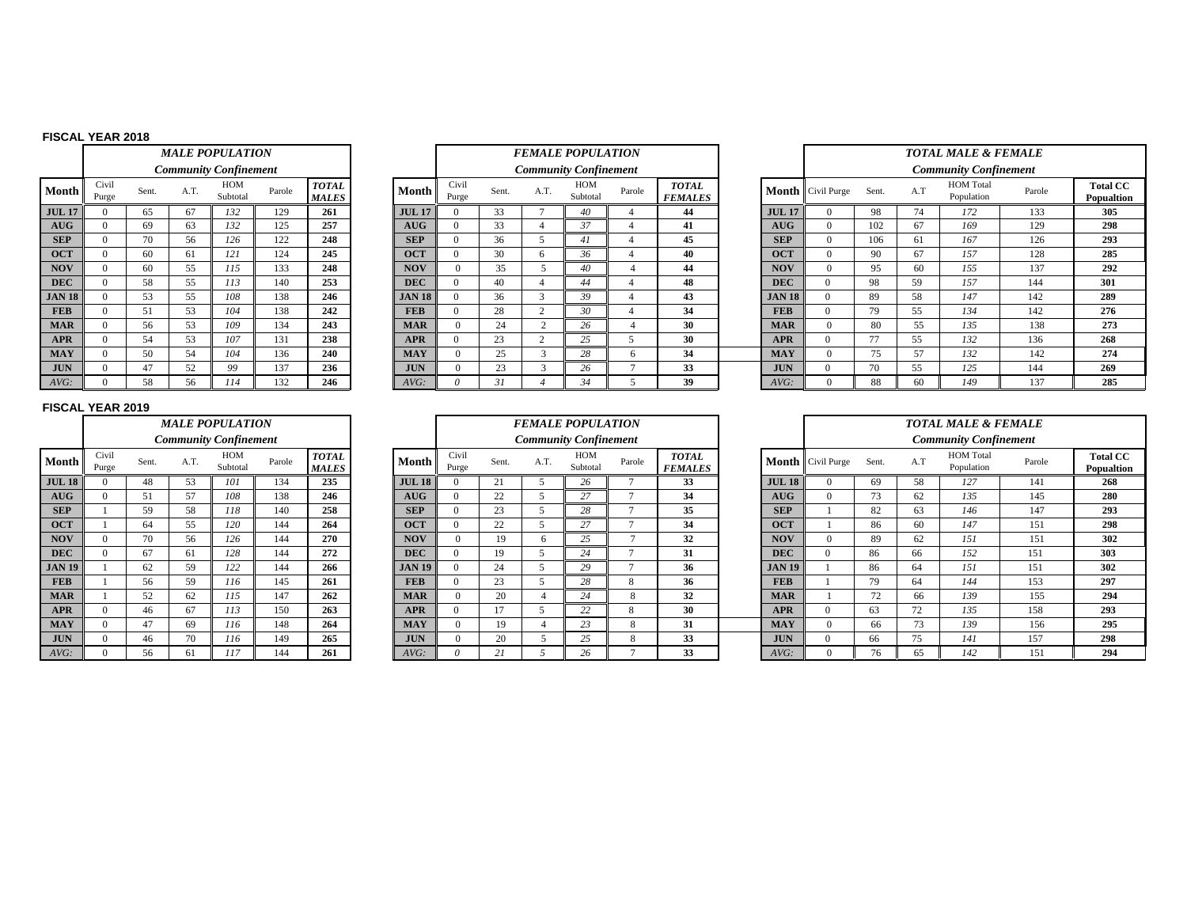### FISCAL YEAR 2018

| | *MALE POPULATION* *Community Confinement* | | | | | |
|---|---|---|---|---|---|---|
| **Month** | Civil Purge | Sent. | A.T. | HOM Subtotal | Parole | ***TOTAL MALES*** |
| **JUL 17** | 0 | 65 | 67 | *132* | 129 | **261** |
| **AUG** | 0 | 69 | 63 | *132* | 125 | **257** |
| **SEP** | 0 | 70 | 56 | *126* | 122 | **248** |
| **OCT** | 0 | 60 | 61 | *121* | 124 | **245** |
| **NOV** | 0 | 60 | 55 | *115* | 133 | **248** |
| **DEC** | 0 | 58 | 55 | *113* | 140 | **253** |
| **JAN 18** | 0 | 53 | 55 | *108* | 138 | **246** |
| **FEB** | 0 | 51 | 53 | *104* | 138 | **242** |
| **MAR** | 0 | 56 | 53 | *109* | 134 | **243** |
| **APR** | 0 | 54 | 53 | *107* | 131 | **238** |
| **MAY** | 0 | 50 | 54 | *104* | 136 | **240** |
| **JUN** | 0 | 47 | 52 | *99* | 137 | **236** |
| *AVG:* | 0 | 58 | 56 | *114* | 132 | **246** |

| | *FEMALE POPULATION* *Community Confinement* | | | | | |
|---|---|---|---|---|---|---|
| **Month** | Civil Purge | Sent. | A.T. | HOM Subtotal | Parole | ***TOTAL FEMALES*** |
| **JUL 17** | 0 | 33 | 7 | *40* | 4 | **44** |
| **AUG** | 0 | 33 | 4 | *37* | 4 | **41** |
| **SEP** | 0 | 36 | 5 | *41* | 4 | **45** |
| **OCT** | 0 | 30 | 6 | *36* | 4 | **40** |
| **NOV** | 0 | 35 | 5 | *40* | 4 | **44** |
| **DEC** | 0 | 40 | 4 | *44* | 4 | **48** |
| **JAN 18** | 0 | 36 | 3 | *39* | 4 | **43** |
| **FEB** | 0 | 28 | 2 | *30* | 4 | **34** |
| **MAR** | 0 | 24 | 2 | *26* | 4 | **30** |
| **APR** | 0 | 23 | 2 | *25* | 5 | **30** |
| **MAY** | 0 | 25 | 3 | *28* | 6 | **34** |
| **JUN** | 0 | 23 | 3 | *26* | 7 | **33** |
| *AVG:* | *0* | *31* | *4* | *34* | 5 | **39** |

| | *TOTAL MALE & FEMALE* *Community Confinement* | | | | | |
|---|---|---|---|---|---|---|
| **Month** | Civil Purge | Sent. | A.T | HOM Total Population | Parole | **Total CC Popualtion** |
| **JUL 17** | 0 | 98 | 74 | *172* | 133 | **305** |
| **AUG** | 0 | 102 | 67 | *169* | 129 | **298** |
| **SEP** | 0 | 106 | 61 | *167* | 126 | **293** |
| **OCT** | 0 | 90 | 67 | *157* | 128 | **285** |
| **NOV** | 0 | 95 | 60 | *155* | 137 | **292** |
| **DEC** | 0 | 98 | 59 | *157* | 144 | **301** |
| **JAN 18** | 0 | 89 | 58 | *147* | 142 | **289** |
| **FEB** | 0 | 79 | 55 | *134* | 142 | **276** |
| **MAR** | 0 | 80 | 55 | *135* | 138 | **273** |
| **APR** | 0 | 77 | 55 | *132* | 136 | **268** |
| **MAY** | 0 | 75 | 57 | *132* | 142 | **274** |
| **JUN** | 0 | 70 | 55 | *125* | 144 | **269** |
| *AVG:* | 0 | 88 | 60 | *149* | 137 | **285** |

### FISCAL YEAR 2019

| | *MALE POPULATION* *Community Confinement* | | | | | |
|---|---|---|---|---|---|---|
| **Month** | Civil Purge | Sent. | A.T. | HOM Subtotal | Parole | ***TOTAL MALES*** |
| **JUL 18** | 0 | 48 | 53 | *101* | 134 | **235** |
| **AUG** | 0 | 51 | 57 | *108* | 138 | **246** |
| **SEP** | 1 | 59 | 58 | *118* | 140 | **258** |
| **OCT** | 1 | 64 | 55 | *120* | 144 | **264** |
| **NOV** | 0 | 70 | 56 | *126* | 144 | **270** |
| **DEC** | 0 | 67 | 61 | *128* | 144 | **272** |
| **JAN 19** | 1 | 62 | 59 | *122* | 144 | **266** |
| **FEB** | 1 | 56 | 59 | *116* | 145 | **261** |
| **MAR** | 1 | 52 | 62 | *115* | 147 | **262** |
| **APR** | 0 | 46 | 67 | *113* | 150 | **263** |
| **MAY** | 0 | 47 | 69 | *116* | 148 | **264** |
| **JUN** | 0 | 46 | 70 | *116* | 149 | **265** |
| *AVG:* | 0 | 56 | 61 | *117* | 144 | **261** |

| | *FEMALE POPULATION* *Community Confinement* | | | | | |
|---|---|---|---|---|---|---|
| **Month** | Civil Purge | Sent. | A.T. | HOM Subtotal | Parole | ***TOTAL FEMALES*** |
| **JUL 18** | 0 | 21 | 5 | *26* | 7 | **33** |
| **AUG** | 0 | 22 | 5 | *27* | 7 | **34** |
| **SEP** | 0 | 23 | 5 | *28* | 7 | **35** |
| **OCT** | 0 | 22 | 5 | *27* | 7 | **34** |
| **NOV** | 0 | 19 | 6 | *25* | 7 | **32** |
| **DEC** | 0 | 19 | 5 | *24* | 7 | **31** |
| **JAN 19** | 0 | 24 | 5 | *29* | 7 | **36** |
| **FEB** | 0 | 23 | 5 | *28* | 8 | **36** |
| **MAR** | 0 | 20 | 4 | *24* | 8 | **32** |
| **APR** | 0 | 17 | 5 | *22* | 8 | **30** |
| **MAY** | 0 | 19 | 4 | *23* | 8 | **31** |
| **JUN** | 0 | 20 | 5 | *25* | 8 | **33** |
| *AVG:* | *0* | *21* | *5* | *26* | 7 | **33** |

| | *TOTAL MALE & FEMALE* *Community Confinement* | | | | | |
|---|---|---|---|---|---|---|
| **Month** | Civil Purge | Sent. | A.T | HOM Total Population | Parole | **Total CC Popualtion** |
| **JUL 18** | 0 | 69 | 58 | *127* | 141 | **268** |
| **AUG** | 0 | 73 | 62 | *135* | 145 | **280** |
| **SEP** | 1 | 82 | 63 | *146* | 147 | **293** |
| **OCT** | 1 | 86 | 60 | *147* | 151 | **298** |
| **NOV** | 0 | 89 | 62 | *151* | 151 | **302** |
| **DEC** | 0 | 86 | 66 | *152* | 151 | **303** |
| **JAN 19** | 1 | 86 | 64 | *151* | 151 | **302** |
| **FEB** | 1 | 79 | 64 | *144* | 153 | **297** |
| **MAR** | 1 | 72 | 66 | *139* | 155 | **294** |
| **APR** | 0 | 63 | 72 | *135* | 158 | **293** |
| **MAY** | 0 | 66 | 73 | *139* | 156 | **295** |
| **JUN** | 0 | 66 | 75 | *141* | 157 | **298** |
| *AVG:* | 0 | 76 | 65 | *142* | 151 | **294** |